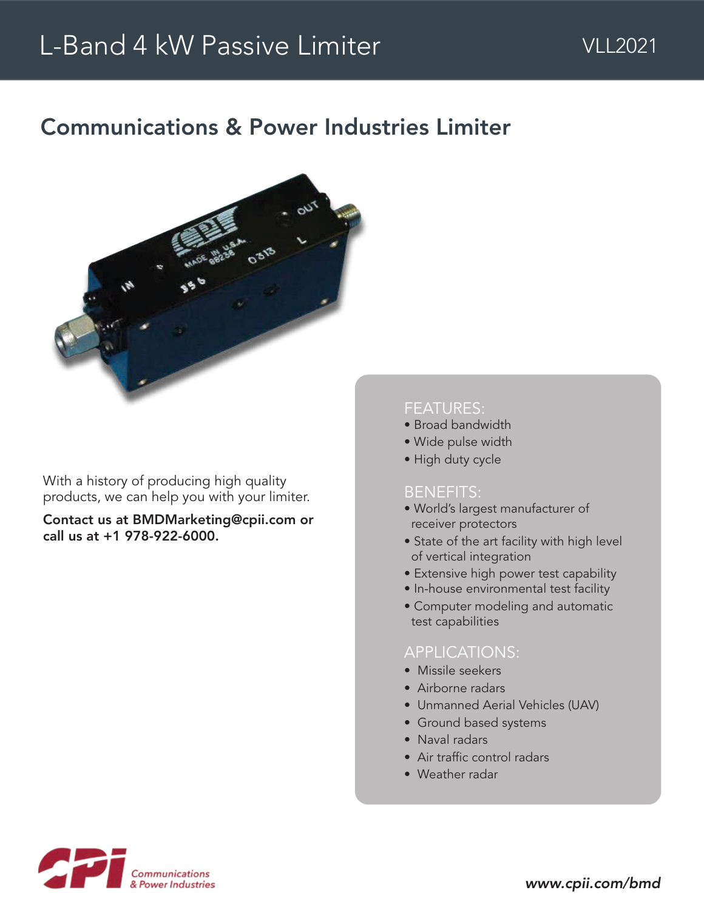# L-Band 4 kW Passive Limiter

VLL2021

## Communications & Power Industries Limiter

With a history of producing high quality products, we can help you with your limiter.

**Contact us at BMDMarketing@cpii.com or call us at +1 978-922-6000.**

### FEATURES:

- Broad bandwidth
- Wide pulse width
- High duty cycle

### BENEFITS:

- World's largest manufacturer of receiver protectors
- State of the art facility with high level of vertical integration
- Extensive high power test capability
- In-house environmental test facility
- Computer modeling and automatic test capabilities

### APPLICATIONS:

- Missile seekers
- Airborne radars
- Unmanned Aerial Vehicles (UAV)
- Ground based systems
- Naval radars
- Air traffic control radars
- Weather radar

Communications & Power Industries

*www.cpii.com/bmd*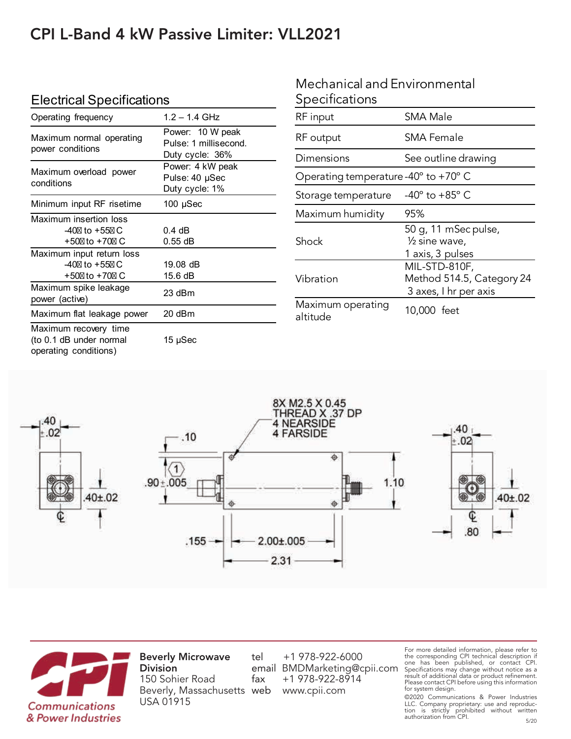# CPI L-Band 4 kW Passive Limiter: VLL2021

## Electrical Specifications

| | |
|---|---|
| Operating frequency | 1.2 – 1.4 GHz |
| Maximum normal operating power conditions | Power: 10 W peak<br>Pulse: 1 millisecond.<br>Duty cycle: 36% |
| Maximum overload power conditions | Power: 4 kW peak<br>Pulse: 40 µSec<br>Duty cycle: 1% |
| Minimum input RF risetime | 100 µSec |
| Maximum insertion loss<br>-40° to +55° C<br>+50° to +70° C | <br>0.4 dB<br>0.55 dB |
| Maximum input return loss<br>-40° to +55° C<br>+50° to +70° C | <br>19.08 dB<br>15.6 dB |
| Maximum spike leakage power (active) | 23 dBm |
| Maximum flat leakage power | 20 dBm |
| Maximum recovery time (to 0.1 dB under normal operating conditions) | 15 µSec |

## Mechanical and Environmental Specifications

| | |
|---|---|
| RF input | SMA Male |
| RF output | SMA Female |
| Dimensions | See outline drawing |
| Operating temperature | -40° to +70° C |
| Storage temperature | -40° to +85° C |
| Maximum humidity | 95% |
| Shock | 50 g, 11 mSec pulse,<br>½ sine wave,<br>1 axis, 3 pulses |
| Vibration | MIL-STD-810F,<br>Method 514.5, Category 24<br>3 axes, I hr per axis |
| Maximum operating altitude | 10,000 feet |

.40
±.02
.40±.02
℄
.10
8X M2.5 X 0.45
THREAD X .37 DP
4 NEARSIDE
4 FARSIDE
1
.90±.005
1.10
.155
2.00±.005
2.31
.40
±.02
.40±.02
℄
.80

**Beverly Microwave Division**
150 Sohier Road
Beverly, Massachusetts
USA 01915

tel +1 978-922-6000
email BMDMarketing@cpii.com
fax +1 978-922-8914
web www.cpii.com

For more detailed information, please refer to the corresponding CPI technical description if one has been published, or contact CPI. Specifications may change without notice as a result of additional data or product refinement. Please contact CPI before using this information for system design.

©2020 Communications & Power Industries LLC. Company proprietary: use and reproduction is strictly prohibited without written authorization from CPI.

5/20